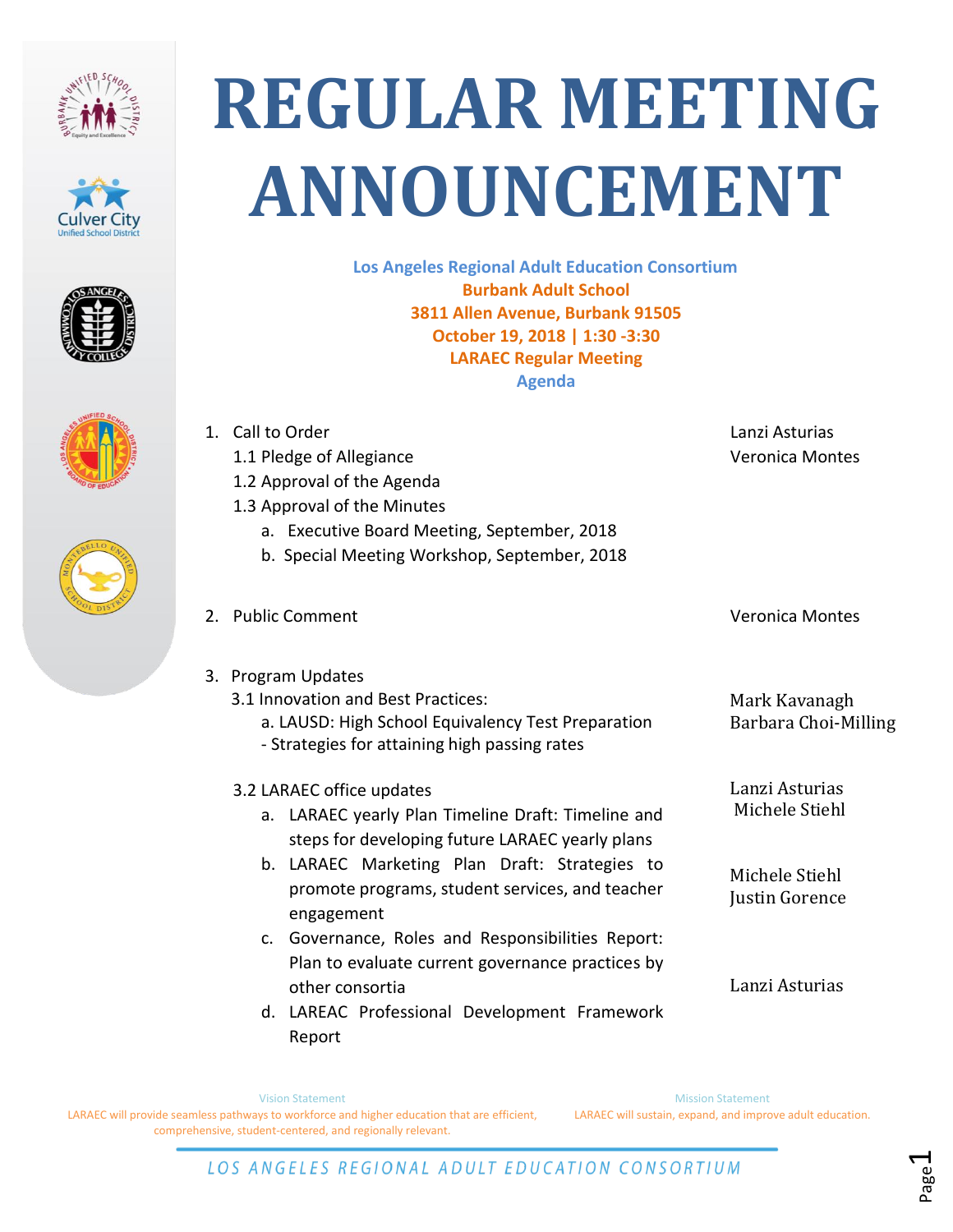# REGULAR MEETING ANNOUNCEMENT

**Los Angeles Regional Adult Education Consortium**
**Burbank Adult School**
**3811 Allen Avenue, Burbank 91505**
**October 19, 2018 | 1:30 -3:30**
**LARAEC Regular Meeting**
**Agenda**

| Item | Presenter |
|---|---|
| 1. Call to Order | Lanzi Asturias |
| 1.1 Pledge of Allegiance | Veronica Montes |
| 1.2 Approval of the Agenda | |
| 1.3 Approval of the Minutes | |
| a. Executive Board Meeting, September, 2018 | |
| b. Special Meeting Workshop, September, 2018 | |
| 2. Public Comment | Veronica Montes |
| 3. Program Updates | |
| 3.1 Innovation and Best Practices: | |
| a. LAUSD: High School Equivalency Test Preparation - Strategies for attaining high passing rates | Mark Kavanagh, Barbara Choi-Milling |
| 3.2 LARAEC office updates | |
| a. LARAEC yearly Plan Timeline Draft: Timeline and steps for developing future LARAEC yearly plans | Lanzi Asturias, Michele Stiehl |
| b. LARAEC Marketing Plan Draft: Strategies to promote programs, student services, and teacher engagement | Michele Stiehl, Justin Gorence |
| c. Governance, Roles and Responsibilities Report: Plan to evaluate current governance practices by other consortia | Lanzi Asturias |
| d. LAREAC Professional Development Framework Report | |

Vision Statement
LARAEC will provide seamless pathways to workforce and higher education that are efficient, comprehensive, student-centered, and regionally relevant.

Mission Statement
LARAEC will sustain, expand, and improve adult education.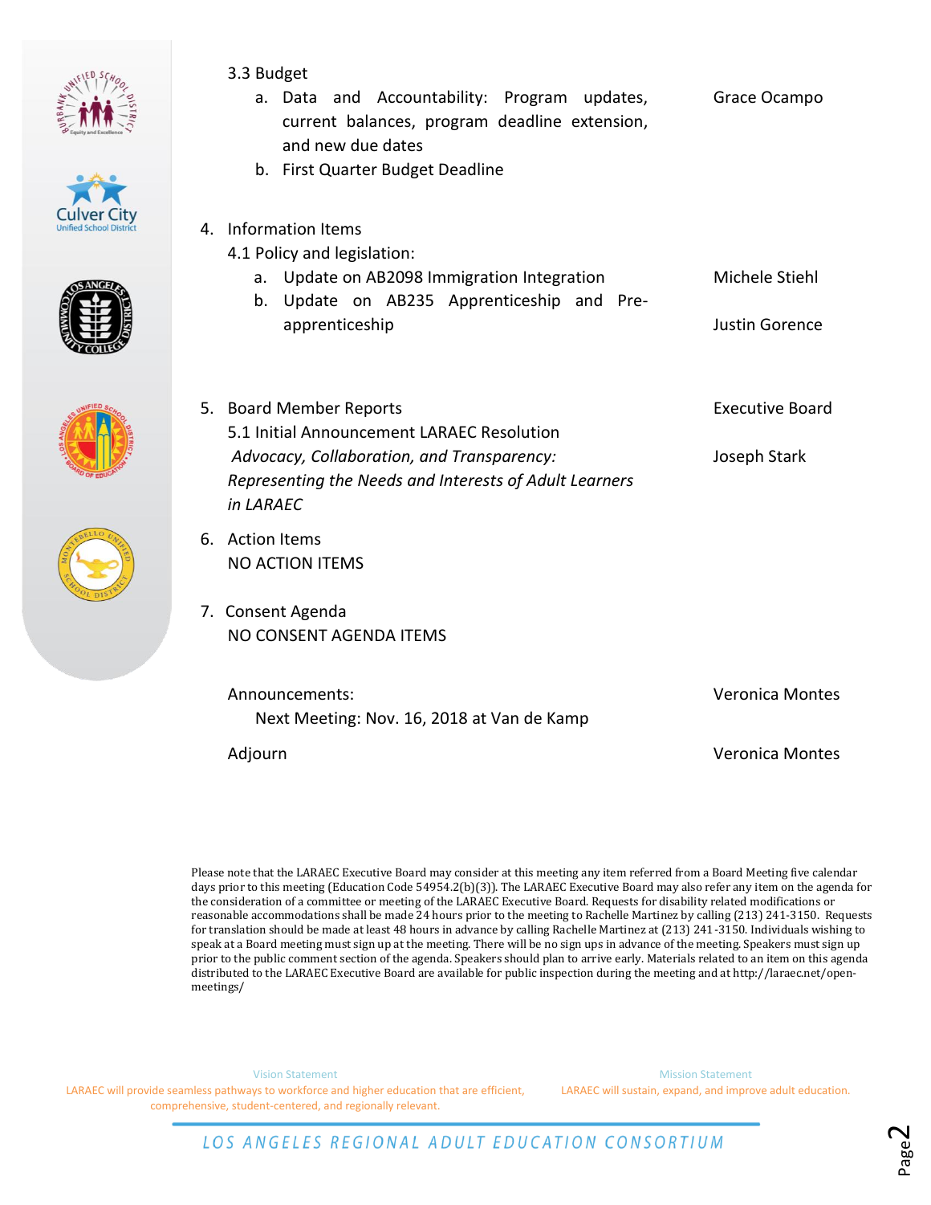3.3 Budget

a. Data and Accountability: Program updates, current balances, program deadline extension, and new due dates — Grace Ocampo

b. First Quarter Budget Deadline

4. Information Items

4.1 Policy and legislation:

a. Update on AB2098 Immigration Integration — Michele Stiehl

b. Update on AB235 Apprenticeship and Pre-apprenticeship — Justin Gorence

5. Board Member Reports — Executive Board

5.1 Initial Announcement LARAEC Resolution

*Advocacy, Collaboration, and Transparency: Representing the Needs and Interests of Adult Learners in LARAEC* — Joseph Stark

6. Action Items

NO ACTION ITEMS

7. Consent Agenda

NO CONSENT AGENDA ITEMS

Announcements: — Veronica Montes

Next Meeting: Nov. 16, 2018 at Van de Kamp

Adjourn — Veronica Montes

Please note that the LARAEC Executive Board may consider at this meeting any item referred from a Board Meeting five calendar days prior to this meeting (Education Code 54954.2(b)(3)). The LARAEC Executive Board may also refer any item on the agenda for the consideration of a committee or meeting of the LARAEC Executive Board. Requests for disability related modifications or reasonable accommodations shall be made 24 hours prior to the meeting to Rachelle Martinez by calling (213) 241-3150. Requests for translation should be made at least 48 hours in advance by calling Rachelle Martinez at (213) 241-3150. Individuals wishing to speak at a Board meeting must sign up at the meeting. There will be no sign ups in advance of the meeting. Speakers must sign up prior to the public comment section of the agenda. Speakers should plan to arrive early. Materials related to an item on this agenda distributed to the LARAEC Executive Board are available for public inspection during the meeting and at http://laraec.net/open-meetings/

Vision Statement

LARAEC will provide seamless pathways to workforce and higher education that are efficient, comprehensive, student-centered, and regionally relevant.

Mission Statement

LARAEC will sustain, expand, and improve adult education.